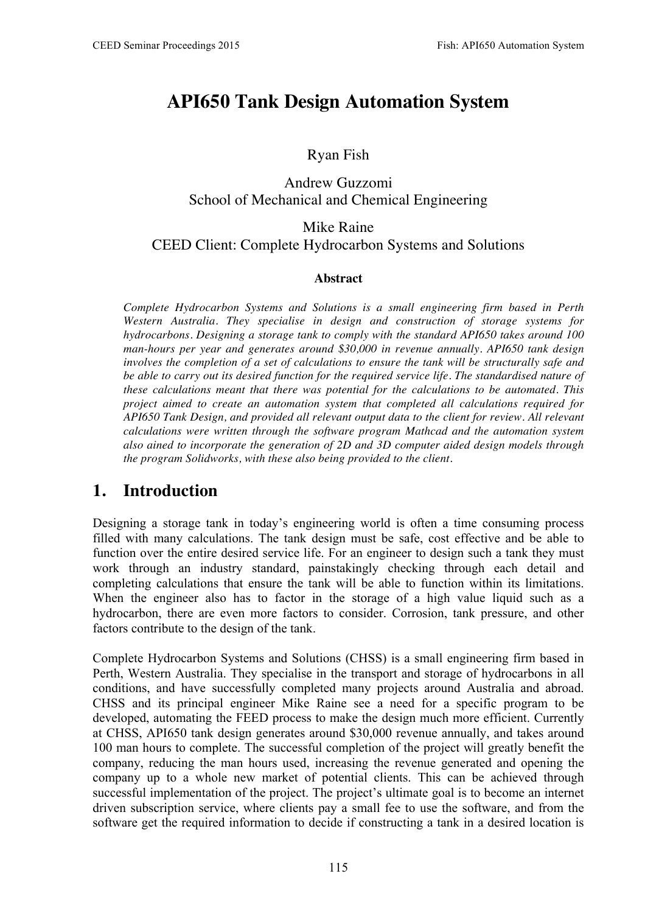# API650 Tank Design Automation System

Ryan Fish

Andrew Guzzomi
School of Mechanical and Chemical Engineering

Mike Raine
CEED Client: Complete Hydrocarbon Systems and Solutions

### Abstract

*Complete Hydrocarbon Systems and Solutions is a small engineering firm based in Perth Western Australia. They specialise in design and construction of storage systems for hydrocarbons. Designing a storage tank to comply with the standard API650 takes around 100 man-hours per year and generates around $30,000 in revenue annually. API650 tank design involves the completion of a set of calculations to ensure the tank will be structurally safe and be able to carry out its desired function for the required service life. The standardised nature of these calculations meant that there was potential for the calculations to be automated. This project aimed to create an automation system that completed all calculations required for API650 Tank Design, and provided all relevant output data to the client for review. All relevant calculations were written through the software program Mathcad and the automation system also ained to incorporate the generation of 2D and 3D computer aided design models through the program Solidworks, with these also being provided to the client.*

## 1. Introduction

Designing a storage tank in today's engineering world is often a time consuming process filled with many calculations. The tank design must be safe, cost effective and be able to function over the entire desired service life. For an engineer to design such a tank they must work through an industry standard, painstakingly checking through each detail and completing calculations that ensure the tank will be able to function within its limitations. When the engineer also has to factor in the storage of a high value liquid such as a hydrocarbon, there are even more factors to consider. Corrosion, tank pressure, and other factors contribute to the design of the tank.

Complete Hydrocarbon Systems and Solutions (CHSS) is a small engineering firm based in Perth, Western Australia. They specialise in the transport and storage of hydrocarbons in all conditions, and have successfully completed many projects around Australia and abroad. CHSS and its principal engineer Mike Raine see a need for a specific program to be developed, automating the FEED process to make the design much more efficient. Currently at CHSS, API650 tank design generates around $30,000 revenue annually, and takes around 100 man hours to complete. The successful completion of the project will greatly benefit the company, reducing the man hours used, increasing the revenue generated and opening the company up to a whole new market of potential clients. This can be achieved through successful implementation of the project. The project's ultimate goal is to become an internet driven subscription service, where clients pay a small fee to use the software, and from the software get the required information to decide if constructing a tank in a desired location is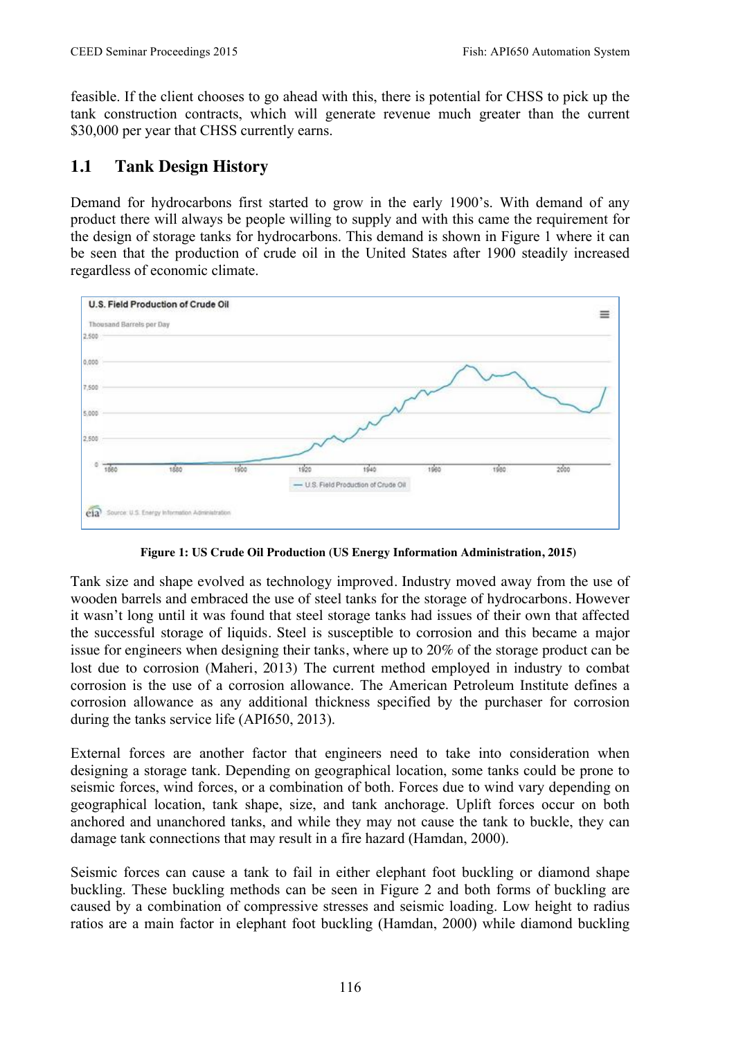feasible. If the client chooses to go ahead with this, there is potential for CHSS to pick up the tank construction contracts, which will generate revenue much greater than the current $30,000 per year that CHSS currently earns.

## 1.1 Tank Design History

Demand for hydrocarbons first started to grow in the early 1900's. With demand of any product there will always be people willing to supply and with this came the requirement for the design of storage tanks for hydrocarbons. This demand is shown in Figure 1 where it can be seen that the production of crude oil in the United States after 1900 steadily increased regardless of economic climate.

**Figure 1: US Crude Oil Production (US Energy Information Administration, 2015)**

Tank size and shape evolved as technology improved. Industry moved away from the use of wooden barrels and embraced the use of steel tanks for the storage of hydrocarbons. However it wasn't long until it was found that steel storage tanks had issues of their own that affected the successful storage of liquids. Steel is susceptible to corrosion and this became a major issue for engineers when designing their tanks, where up to 20% of the storage product can be lost due to corrosion (Maheri, 2013) The current method employed in industry to combat corrosion is the use of a corrosion allowance. The American Petroleum Institute defines a corrosion allowance as any additional thickness specified by the purchaser for corrosion during the tanks service life (API650, 2013).

External forces are another factor that engineers need to take into consideration when designing a storage tank. Depending on geographical location, some tanks could be prone to seismic forces, wind forces, or a combination of both. Forces due to wind vary depending on geographical location, tank shape, size, and tank anchorage. Uplift forces occur on both anchored and unanchored tanks, and while they may not cause the tank to buckle, they can damage tank connections that may result in a fire hazard (Hamdan, 2000).

Seismic forces can cause a tank to fail in either elephant foot buckling or diamond shape buckling. These buckling methods can be seen in Figure 2 and both forms of buckling are caused by a combination of compressive stresses and seismic loading. Low height to radius ratios are a main factor in elephant foot buckling (Hamdan, 2000) while diamond buckling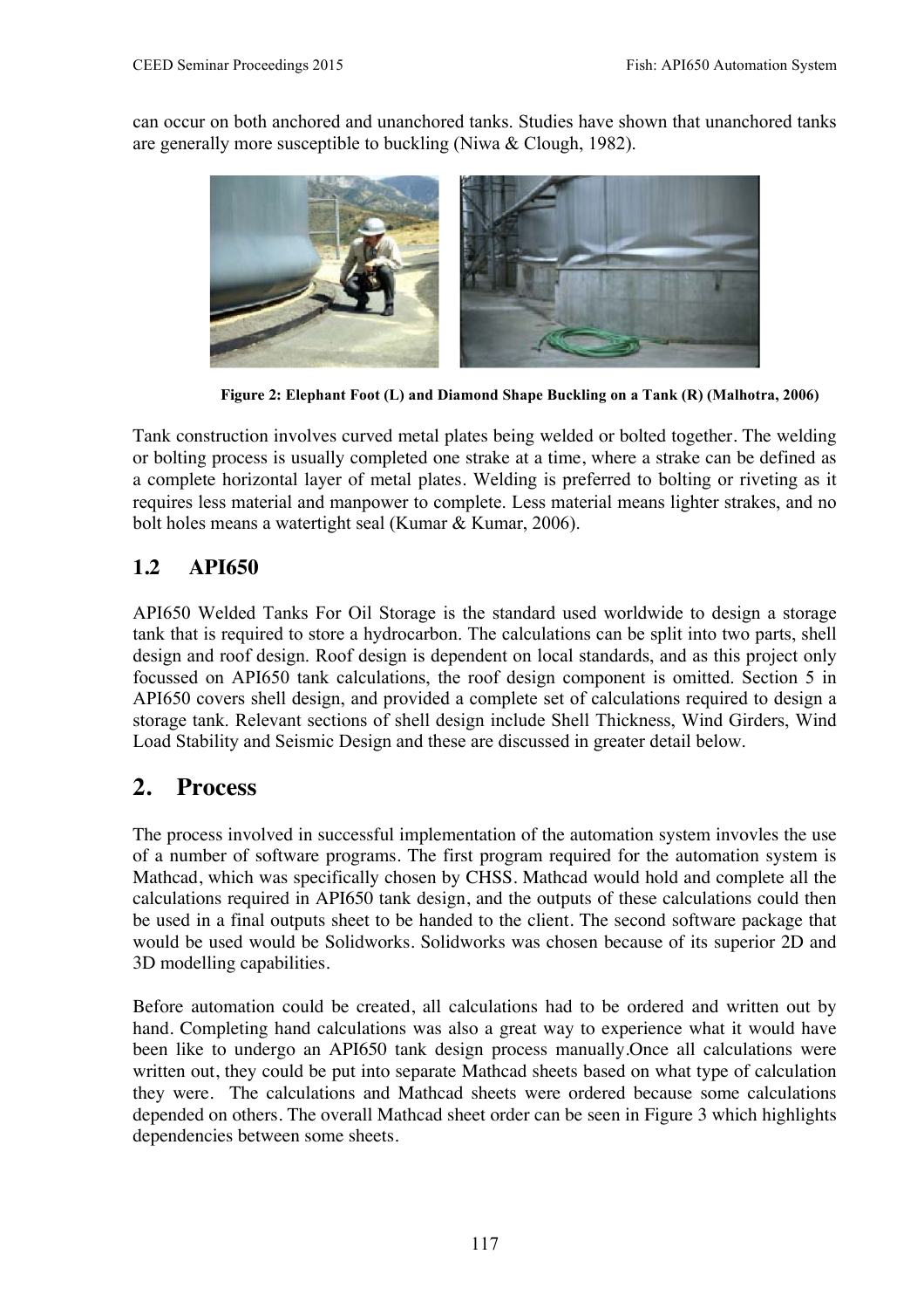can occur on both anchored and unanchored tanks. Studies have shown that unanchored tanks are generally more susceptible to buckling (Niwa & Clough, 1982).

**Figure 2: Elephant Foot (L) and Diamond Shape Buckling on a Tank (R) (Malhotra, 2006)**

Tank construction involves curved metal plates being welded or bolted together. The welding or bolting process is usually completed one strake at a time, where a strake can be defined as a complete horizontal layer of metal plates. Welding is preferred to bolting or riveting as it requires less material and manpower to complete. Less material means lighter strakes, and no bolt holes means a watertight seal (Kumar & Kumar, 2006).

## 1.2 API650

API650 Welded Tanks For Oil Storage is the standard used worldwide to design a storage tank that is required to store a hydrocarbon. The calculations can be split into two parts, shell design and roof design. Roof design is dependent on local standards, and as this project only focussed on API650 tank calculations, the roof design component is omitted. Section 5 in API650 covers shell design, and provided a complete set of calculations required to design a storage tank. Relevant sections of shell design include Shell Thickness, Wind Girders, Wind Load Stability and Seismic Design and these are discussed in greater detail below.

# 2. Process

The process involved in successful implementation of the automation system invovles the use of a number of software programs. The first program required for the automation system is Mathcad, which was specifically chosen by CHSS. Mathcad would hold and complete all the calculations required in API650 tank design, and the outputs of these calculations could then be used in a final outputs sheet to be handed to the client. The second software package that would be used would be Solidworks. Solidworks was chosen because of its superior 2D and 3D modelling capabilities.

Before automation could be created, all calculations had to be ordered and written out by hand. Completing hand calculations was also a great way to experience what it would have been like to undergo an API650 tank design process manually.Once all calculations were written out, they could be put into separate Mathcad sheets based on what type of calculation they were. The calculations and Mathcad sheets were ordered because some calculations depended on others. The overall Mathcad sheet order can be seen in Figure 3 which highlights dependencies between some sheets.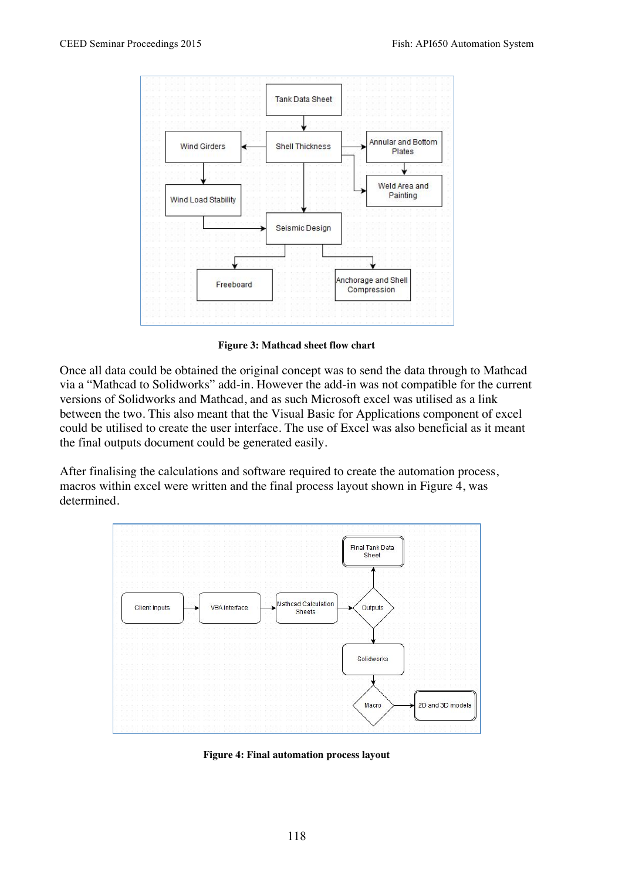**Figure 3: Mathcad sheet flow chart**

Once all data could be obtained the original concept was to send the data through to Mathcad via a "Mathcad to Solidworks" add-in. However the add-in was not compatible for the current versions of Solidworks and Mathcad, and as such Microsoft excel was utilised as a link between the two. This also meant that the Visual Basic for Applications component of excel could be utilised to create the user interface. The use of Excel was also beneficial as it meant the final outputs document could be generated easily.

After finalising the calculations and software required to create the automation process, macros within excel were written and the final process layout shown in Figure 4, was determined.

**Figure 4: Final automation process layout**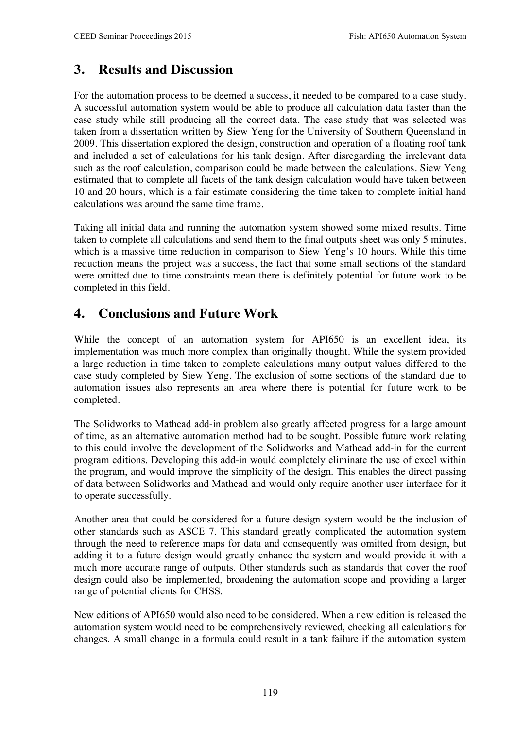## 3. Results and Discussion

For the automation process to be deemed a success, it needed to be compared to a case study. A successful automation system would be able to produce all calculation data faster than the case study while still producing all the correct data. The case study that was selected was taken from a dissertation written by Siew Yeng for the University of Southern Queensland in 2009. This dissertation explored the design, construction and operation of a floating roof tank and included a set of calculations for his tank design. After disregarding the irrelevant data such as the roof calculation, comparison could be made between the calculations. Siew Yeng estimated that to complete all facets of the tank design calculation would have taken between 10 and 20 hours, which is a fair estimate considering the time taken to complete initial hand calculations was around the same time frame.

Taking all initial data and running the automation system showed some mixed results. Time taken to complete all calculations and send them to the final outputs sheet was only 5 minutes, which is a massive time reduction in comparison to Siew Yeng's 10 hours. While this time reduction means the project was a success, the fact that some small sections of the standard were omitted due to time constraints mean there is definitely potential for future work to be completed in this field.

## 4. Conclusions and Future Work

While the concept of an automation system for API650 is an excellent idea, its implementation was much more complex than originally thought. While the system provided a large reduction in time taken to complete calculations many output values differed to the case study completed by Siew Yeng. The exclusion of some sections of the standard due to automation issues also represents an area where there is potential for future work to be completed.

The Solidworks to Mathcad add-in problem also greatly affected progress for a large amount of time, as an alternative automation method had to be sought. Possible future work relating to this could involve the development of the Solidworks and Mathcad add-in for the current program editions. Developing this add-in would completely eliminate the use of excel within the program, and would improve the simplicity of the design. This enables the direct passing of data between Solidworks and Mathcad and would only require another user interface for it to operate successfully.

Another area that could be considered for a future design system would be the inclusion of other standards such as ASCE 7. This standard greatly complicated the automation system through the need to reference maps for data and consequently was omitted from design, but adding it to a future design would greatly enhance the system and would provide it with a much more accurate range of outputs. Other standards such as standards that cover the roof design could also be implemented, broadening the automation scope and providing a larger range of potential clients for CHSS.

New editions of API650 would also need to be considered. When a new edition is released the automation system would need to be comprehensively reviewed, checking all calculations for changes. A small change in a formula could result in a tank failure if the automation system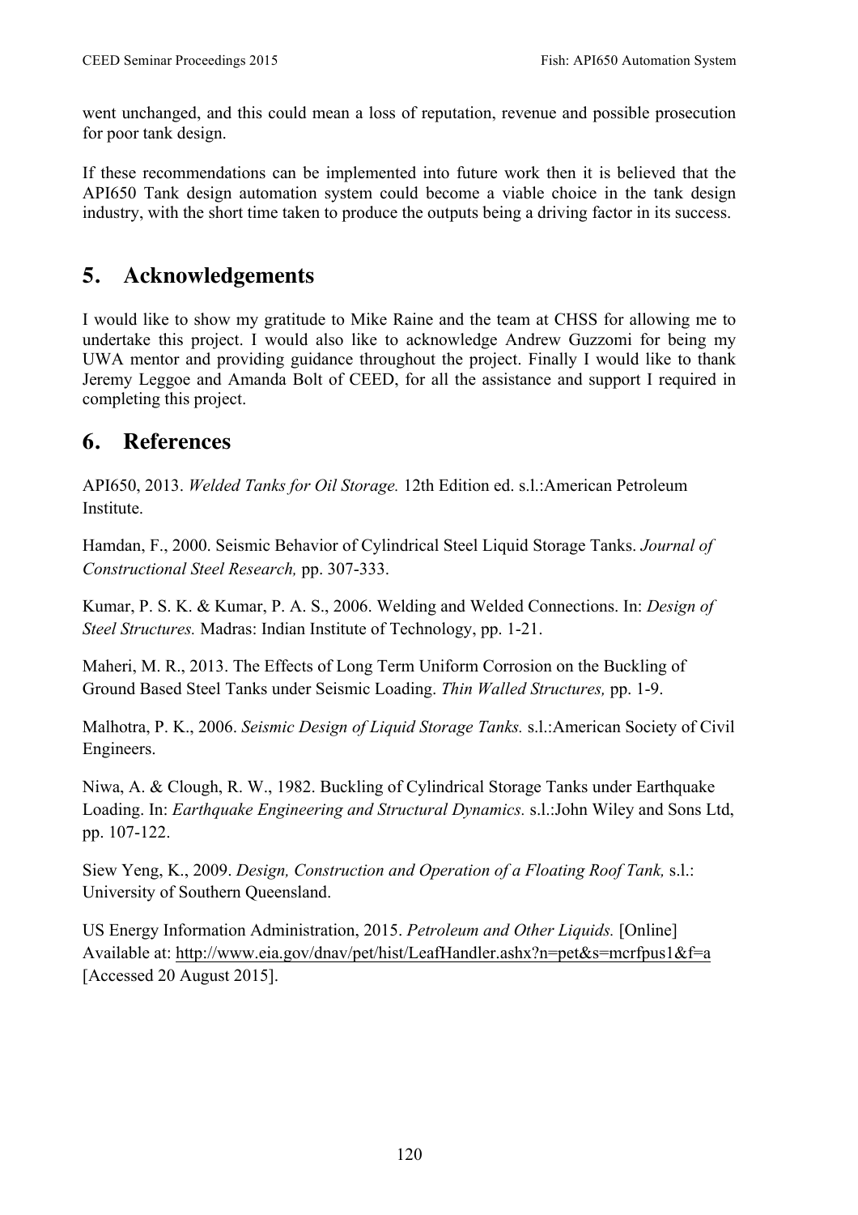went unchanged, and this could mean a loss of reputation, revenue and possible prosecution for poor tank design.

If these recommendations can be implemented into future work then it is believed that the API650 Tank design automation system could become a viable choice in the tank design industry, with the short time taken to produce the outputs being a driving factor in its success.

## 5. Acknowledgements

I would like to show my gratitude to Mike Raine and the team at CHSS for allowing me to undertake this project. I would also like to acknowledge Andrew Guzzomi for being my UWA mentor and providing guidance throughout the project. Finally I would like to thank Jeremy Leggoe and Amanda Bolt of CEED, for all the assistance and support I required in completing this project.

## 6. References

API650, 2013. *Welded Tanks for Oil Storage.* 12th Edition ed. s.l.:American Petroleum Institute.

Hamdan, F., 2000. Seismic Behavior of Cylindrical Steel Liquid Storage Tanks. *Journal of Constructional Steel Research,* pp. 307-333.

Kumar, P. S. K. & Kumar, P. A. S., 2006. Welding and Welded Connections. In: *Design of Steel Structures.* Madras: Indian Institute of Technology, pp. 1-21.

Maheri, M. R., 2013. The Effects of Long Term Uniform Corrosion on the Buckling of Ground Based Steel Tanks under Seismic Loading. *Thin Walled Structures,* pp. 1-9.

Malhotra, P. K., 2006. *Seismic Design of Liquid Storage Tanks.* s.l.:American Society of Civil Engineers.

Niwa, A. & Clough, R. W., 1982. Buckling of Cylindrical Storage Tanks under Earthquake Loading. In: *Earthquake Engineering and Structural Dynamics.* s.l.:John Wiley and Sons Ltd, pp. 107-122.

Siew Yeng, K., 2009. *Design, Construction and Operation of a Floating Roof Tank,* s.l.: University of Southern Queensland.

US Energy Information Administration, 2015. *Petroleum and Other Liquids.* [Online] Available at: http://www.eia.gov/dnav/pet/hist/LeafHandler.ashx?n=pet&s=mcrfpus1&f=a [Accessed 20 August 2015].